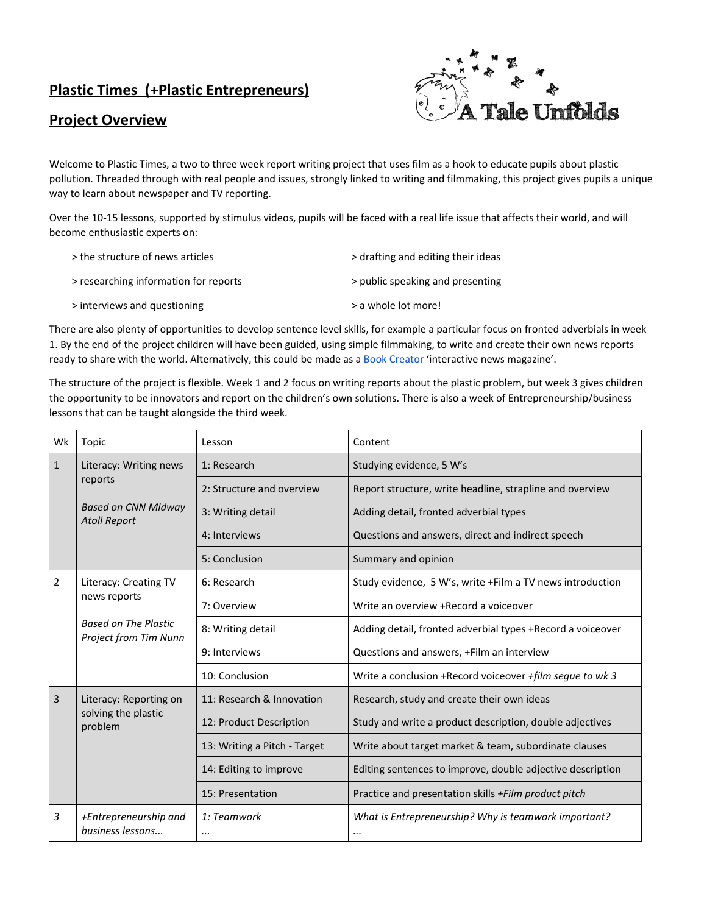# Plastic Times (+Plastic Entrepreneurs)

## Project Overview

Welcome to Plastic Times, a two to three week report writing project that uses film as a hook to educate pupils about plastic pollution. Threaded through with real people and issues, strongly linked to writing and filmmaking, this project gives pupils a unique way to learn about newspaper and TV reporting.

Over the 10-15 lessons, supported by stimulus videos, pupils will be faced with a real life issue that affects their world, and will become enthusiastic experts on:

> the structure of news articles
> researching information for reports
> interviews and questioning
> drafting and editing their ideas
> public speaking and presenting
> a whole lot more!

There are also plenty of opportunities to develop sentence level skills, for example a particular focus on fronted adverbials in week 1. By the end of the project children will have been guided, using simple filmmaking, to write and create their own news reports ready to share with the world. Alternatively, this could be made as a Book Creator 'interactive news magazine'.

The structure of the project is flexible. Week 1 and 2 focus on writing reports about the plastic problem, but week 3 gives children the opportunity to be innovators and report on the children's own solutions. There is also a week of Entrepreneurship/business lessons that can be taught alongside the third week.

| Wk | Topic | Lesson | Content |
|---|---|---|---|
| 1 | Literacy: Writing news reports<br>*Based on CNN Midway Atoll Report* | 1: Research | Studying evidence, 5 W's |
| | | 2: Structure and overview | Report structure, write headline, strapline and overview |
| | | 3: Writing detail | Adding detail, fronted adverbial types |
| | | 4: Interviews | Questions and answers, direct and indirect speech |
| | | 5: Conclusion | Summary and opinion |
| 2 | Literacy: Creating TV news reports<br>*Based on The Plastic Project from Tim Nunn* | 6: Research | Study evidence, 5 W's, write +Film a TV news introduction |
| | | 7: Overview | Write an overview +Record a voiceover |
| | | 8: Writing detail | Adding detail, fronted adverbial types +Record a voiceover |
| | | 9: Interviews | Questions and answers, +Film an interview |
| | | 10: Conclusion | Write a conclusion +Record voiceover *+film segue to wk 3* |
| 3 | Literacy: Reporting on solving the plastic problem | 11: Research & Innovation | Research, study and create their own ideas |
| | | 12: Product Description | Study and write a product description, double adjectives |
| | | 13: Writing a Pitch - Target | Write about target market & team, subordinate clauses |
| | | 14: Editing to improve | Editing sentences to improve, double adjective description |
| | | 15: Presentation | Practice and presentation skills *+Film product pitch* |
| *3* | *+Entrepreneurship and business lessons...* | *1: Teamwork*<br>*...* | *What is Entrepreneurship? Why is teamwork important?*<br>*...* |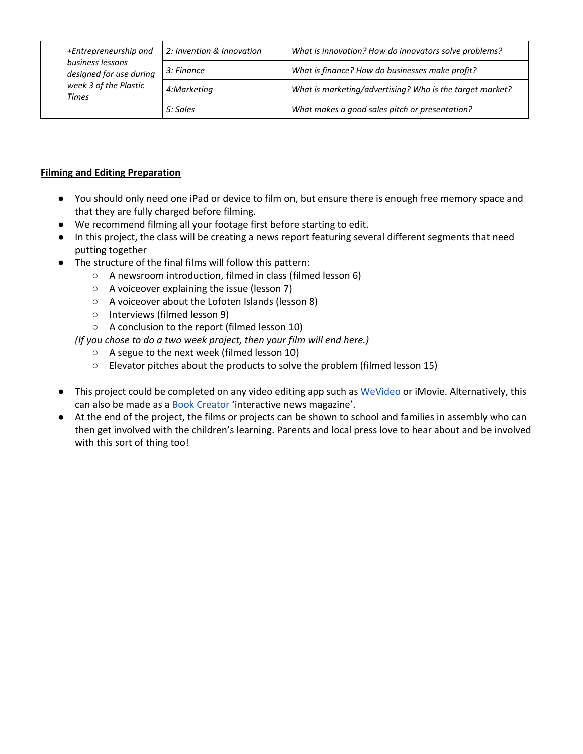| | | | |
|---|---|---|---|
| | *+Entrepreneurship and business lessons designed for use during week 3 of the Plastic Times* | *2: Invention & Innovation* | *What is innovation? How do innovators solve problems?* |
| | | *3: Finance* | *What is finance? How do businesses make profit?* |
| | | *4:Marketing* | *What is marketing/advertising? Who is the target market?* |
| | | *5: Sales* | *What makes a good sales pitch or presentation?* |

**Filming and Editing Preparation**

- You should only need one iPad or device to film on, but ensure there is enough free memory space and that they are fully charged before filming.
- We recommend filming all your footage first before starting to edit.
- In this project, the class will be creating a news report featuring several different segments that need putting together
- The structure of the final films will follow this pattern:
  - A newsroom introduction, filmed in class (filmed lesson 6)
  - A voiceover explaining the issue (lesson 7)
  - A voiceover about the Lofoten Islands (lesson 8)
  - Interviews (filmed lesson 9)
  - A conclusion to the report (filmed lesson 10)

  *(If you chose to do a two week project, then your film will end here.)*
  - A segue to the next week (filmed lesson 10)
  - Elevator pitches about the products to solve the problem (filmed lesson 15)
- This project could be completed on any video editing app such as WeVideo or iMovie. Alternatively, this can also be made as a Book Creator 'interactive news magazine'.
- At the end of the project, the films or projects can be shown to school and families in assembly who can then get involved with the children's learning. Parents and local press love to hear about and be involved with this sort of thing too!